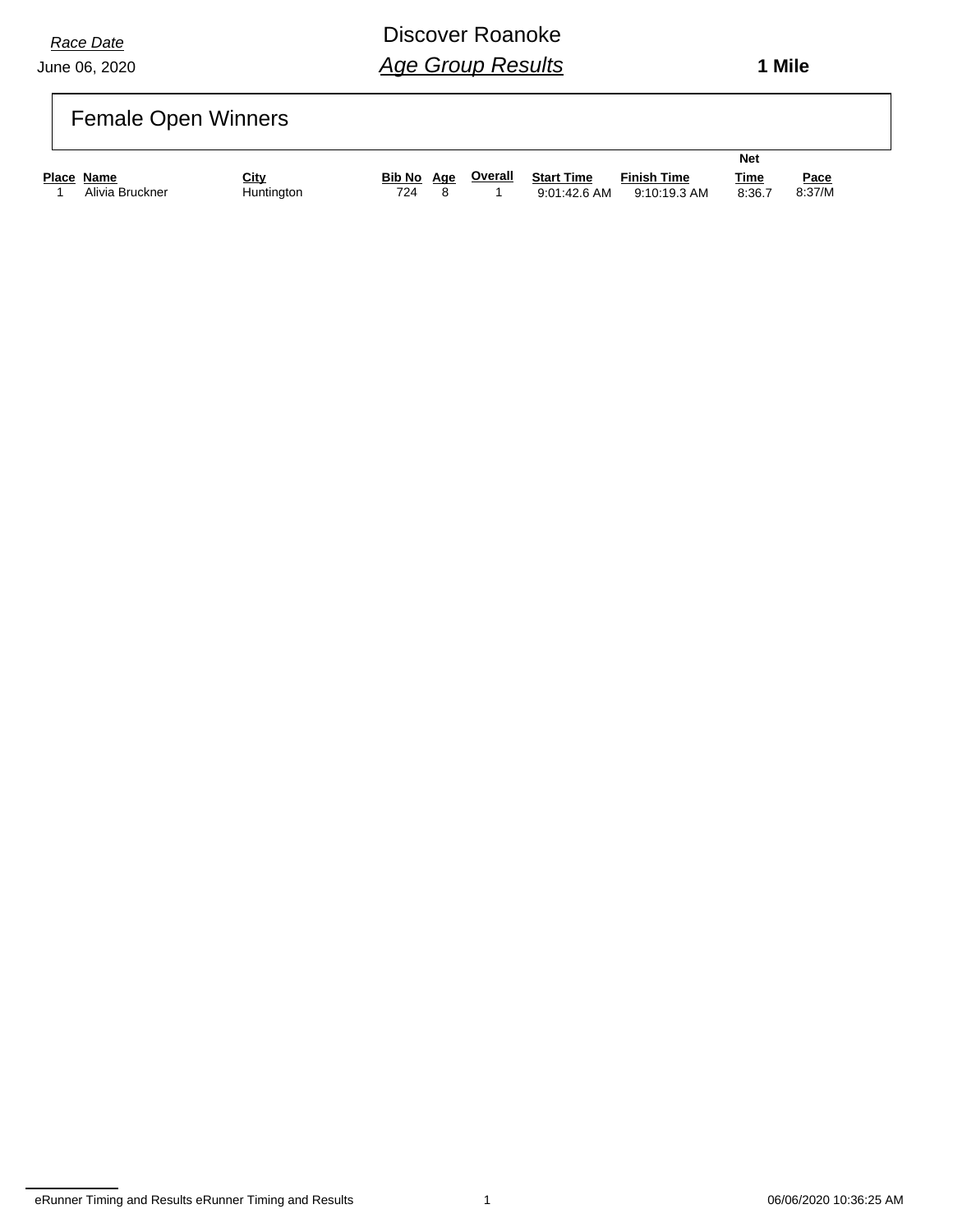*Race Date*
June 06, 2020

# Discover Roanoke
## *Age Group Results*

**1 Mile**

## Female Open Winners

| Place | Name | City | Bib No | Age | Overall | Start Time | Finish Time | Net Time | Pace |
|---|---|---|---|---|---|---|---|---|---|
| 1 | Alivia Bruckner | Huntington | 724 | 8 | 1 | 9:01:42.6 AM | 9:10:19.3 AM | 8:36.7 | 8:37/M |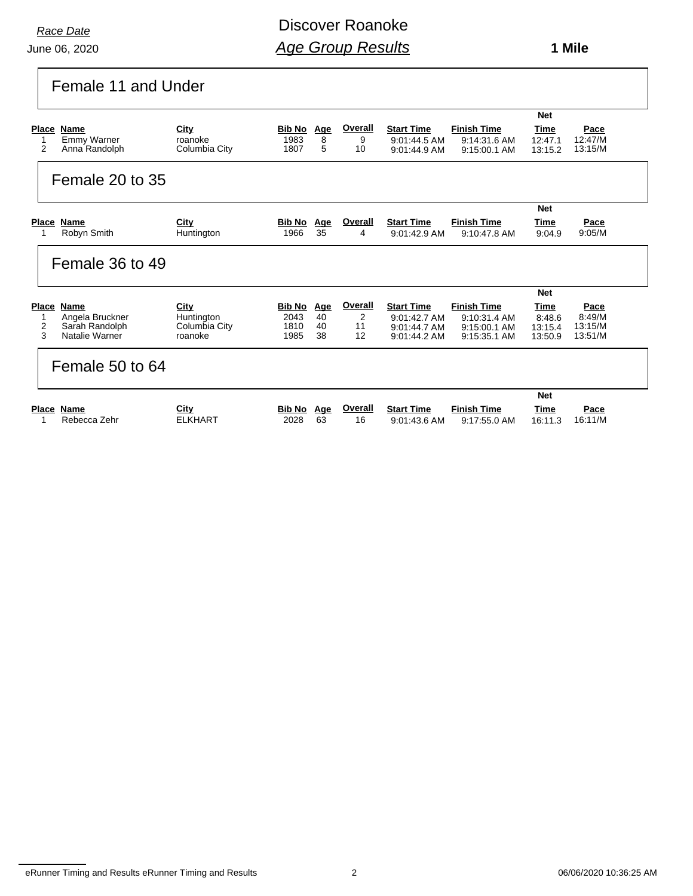*Race Date*

June 06, 2020

# Discover Roanoke

## *Age Group Results*

**1 Mile**

### Female 11 and Under

| Place | Name | City | Bib No | Age | Overall | Start Time | Finish Time | Net Time | Pace |
|---|---|---|---|---|---|---|---|---|---|
| 1 | Emmy Warner | roanoke | 1983 | 8 | 9 | 9:01:44.5 AM | 9:14:31.6 AM | 12:47.1 | 12:47/M |
| 2 | Anna Randolph | Columbia City | 1807 | 5 | 10 | 9:01:44.9 AM | 9:15:00.1 AM | 13:15.2 | 13:15/M |

### Female 20 to 35

| Place | Name | City | Bib No | Age | Overall | Start Time | Finish Time | Net Time | Pace |
|---|---|---|---|---|---|---|---|---|---|
| 1 | Robyn Smith | Huntington | 1966 | 35 | 4 | 9:01:42.9 AM | 9:10:47.8 AM | 9:04.9 | 9:05/M |

### Female 36 to 49

| Place | Name | City | Bib No | Age | Overall | Start Time | Finish Time | Net Time | Pace |
|---|---|---|---|---|---|---|---|---|---|
| 1 | Angela Bruckner | Huntington | 2043 | 40 | 2 | 9:01:42.7 AM | 9:10:31.4 AM | 8:48.6 | 8:49/M |
| 2 | Sarah Randolph | Columbia City | 1810 | 40 | 11 | 9:01:44.7 AM | 9:15:00.1 AM | 13:15.4 | 13:15/M |
| 3 | Natalie Warner | roanoke | 1985 | 38 | 12 | 9:01:44.2 AM | 9:15:35.1 AM | 13:50.9 | 13:51/M |

### Female 50 to 64

| Place | Name | City | Bib No | Age | Overall | Start Time | Finish Time | Net Time | Pace |
|---|---|---|---|---|---|---|---|---|---|
| 1 | Rebecca Zehr | ELKHART | 2028 | 63 | 16 | 9:01:43.6 AM | 9:17:55.0 AM | 16:11.3 | 16:11/M |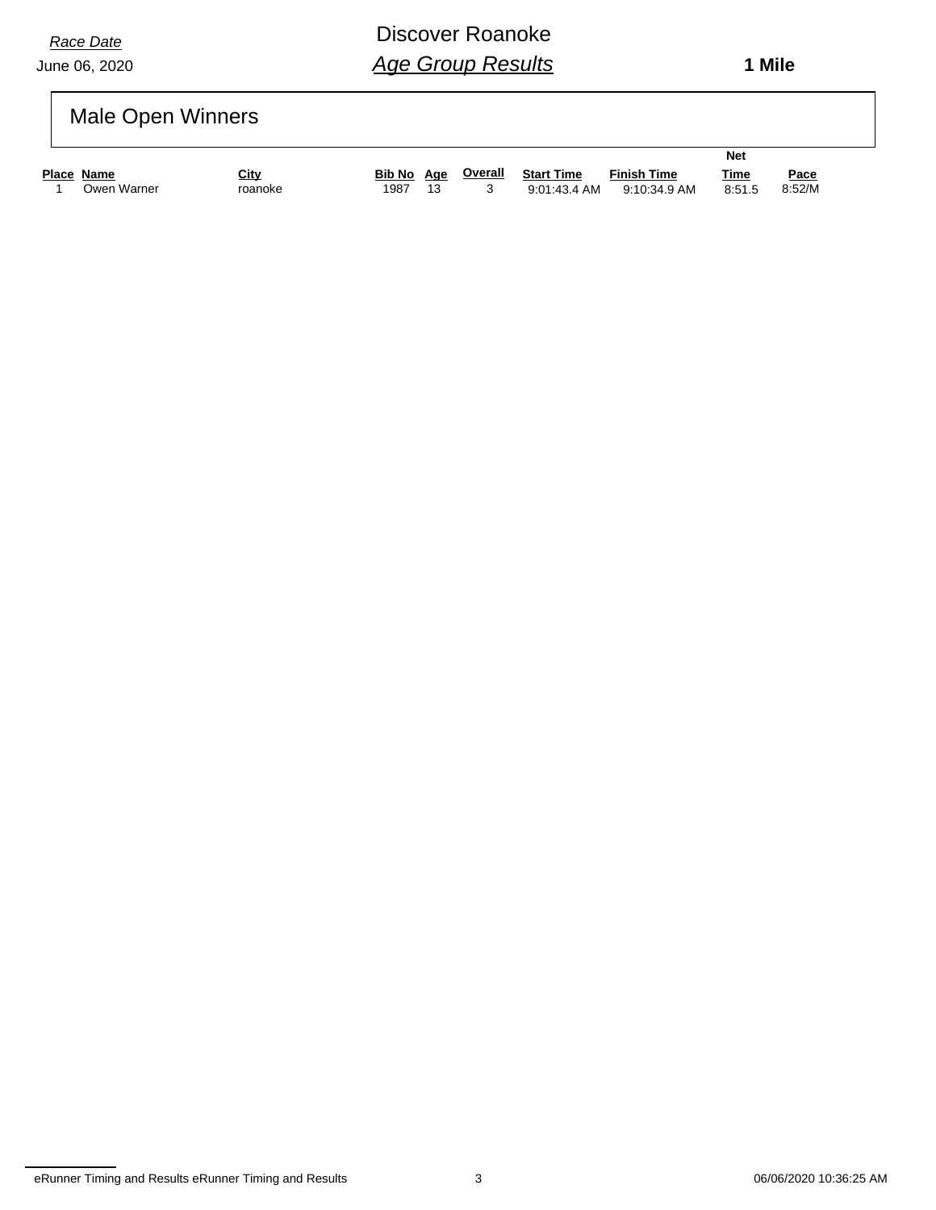*Race Date*
June 06, 2020

# Discover Roanoke

## *Age Group Results*

**1 Mile**

## Male Open Winners

| Place | Name | City | Bib No | Age | Overall | Start Time | Finish Time | Net Time | Pace |
|---|---|---|---|---|---|---|---|---|---|
| 1 | Owen Warner | roanoke | 1987 | 13 | 3 | 9:01:43.4 AM | 9:10:34.9 AM | 8:51.5 | 8:52/M |

eRunner Timing and Results eRunner Timing and Results 06/06/2020 10:36:25 AM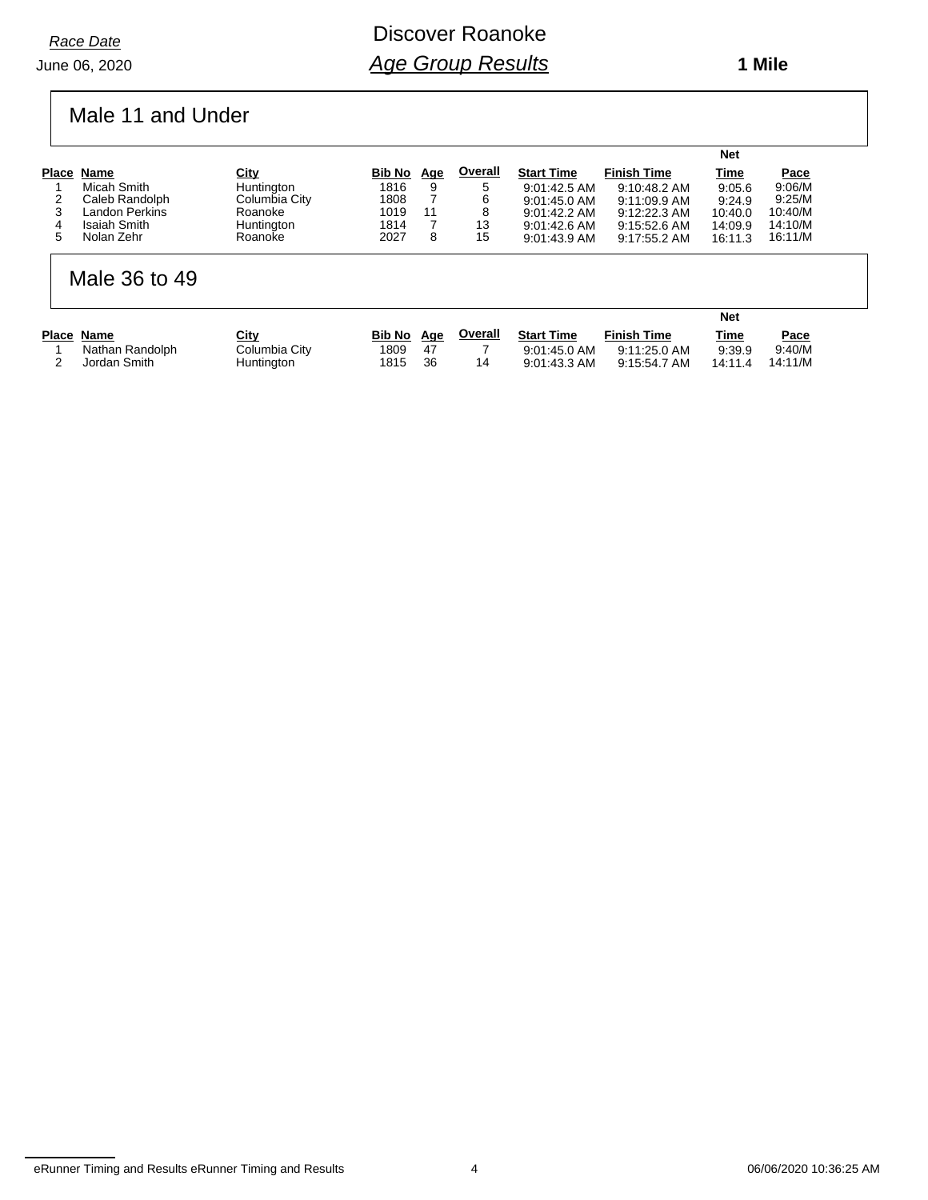*Race Date*

June 06, 2020

# Discover Roanoke

## *Age Group Results*

**1 Mile**

### Male 11 and Under

| Place | Name | City | Bib No | Age | Overall | Start Time | Finish Time | Net Time | Pace |
|---|---|---|---|---|---|---|---|---|---|
| 1 | Micah Smith | Huntington | 1816 | 9 | 5 | 9:01:42.5 AM | 9:10:48.2 AM | 9:05.6 | 9:06/M |
| 2 | Caleb Randolph | Columbia City | 1808 | 7 | 6 | 9:01:45.0 AM | 9:11:09.9 AM | 9:24.9 | 9:25/M |
| 3 | Landon Perkins | Roanoke | 1019 | 11 | 8 | 9:01:42.2 AM | 9:12:22.3 AM | 10:40.0 | 10:40/M |
| 4 | Isaiah Smith | Huntington | 1814 | 7 | 13 | 9:01:42.6 AM | 9:15:52.6 AM | 14:09.9 | 14:10/M |
| 5 | Nolan Zehr | Roanoke | 2027 | 8 | 15 | 9:01:43.9 AM | 9:17:55.2 AM | 16:11.3 | 16:11/M |

### Male 36 to 49

| Place | Name | City | Bib No | Age | Overall | Start Time | Finish Time | Net Time | Pace |
|---|---|---|---|---|---|---|---|---|---|
| 1 | Nathan Randolph | Columbia City | 1809 | 47 | 7 | 9:01:45.0 AM | 9:11:25.0 AM | 9:39.9 | 9:40/M |
| 2 | Jordan Smith | Huntington | 1815 | 36 | 14 | 9:01:43.3 AM | 9:15:54.7 AM | 14:11.4 | 14:11/M |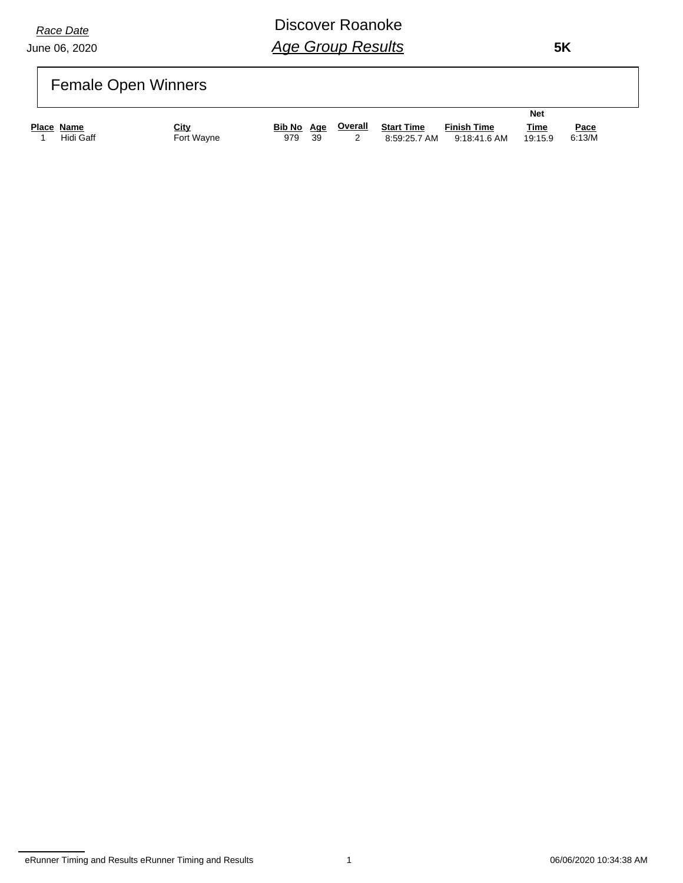*Race Date*
June 06, 2020

# Discover Roanoke

## *Age Group Results*

**5K**

## Female Open Winners

| Place | Name | City | Bib No | Age | Overall | Start Time | Finish Time | Net Time | Pace |
|---|---|---|---|---|---|---|---|---|---|
| 1 | Hidi Gaff | Fort Wayne | 979 | 39 | 2 | 8:59:25.7 AM | 9:18:41.6 AM | 19:15.9 | 6:13/M |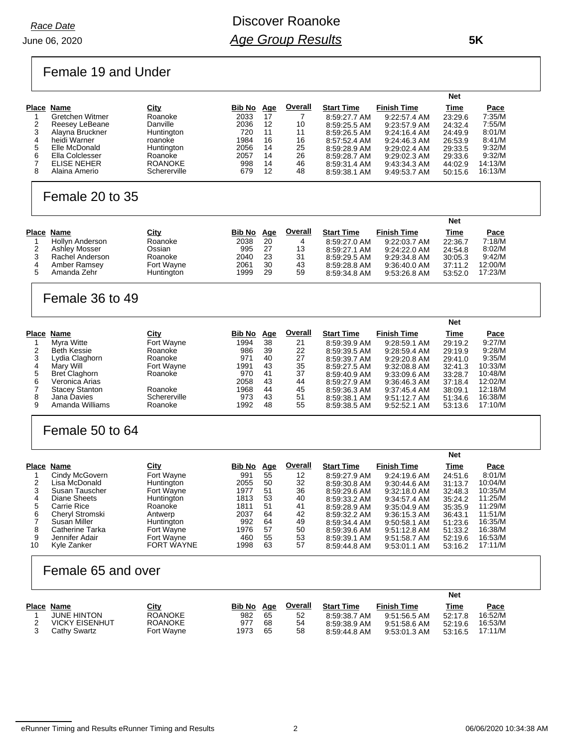Race Date
June 06, 2020

# Discover Roanoke
## *Age Group Results*

**5K**

### Female 19 and Under

| Place | Name | City | Bib No | Age | Overall | Start Time | Finish Time | Net Time | Pace |
|---|---|---|---|---|---|---|---|---|---|
| 1 | Gretchen Witmer | Roanoke | 2033 | 17 | 7 | 8:59:27.7 AM | 9:22:57.4 AM | 23:29.6 | 7:35/M |
| 2 | Reesey LeBeane | Danville | 2036 | 12 | 10 | 8:59:25.5 AM | 9:23:57.9 AM | 24:32.4 | 7:55/M |
| 3 | Alayna Bruckner | Huntington | 720 | 11 | 11 | 8:59:26.5 AM | 9:24:16.4 AM | 24:49.9 | 8:01/M |
| 4 | heidi Warner | roanoke | 1984 | 16 | 16 | 8:57:52.4 AM | 9:24:46.3 AM | 26:53.9 | 8:41/M |
| 5 | Elle McDonald | Huntington | 2056 | 14 | 25 | 8:59:28.9 AM | 9:29:02.4 AM | 29:33.5 | 9:32/M |
| 6 | Ella Colclesser | Roanoke | 2057 | 14 | 26 | 8:59:28.7 AM | 9:29:02.3 AM | 29:33.6 | 9:32/M |
| 7 | ELISE NEHER | ROANOKE | 998 | 14 | 46 | 8:59:31.4 AM | 9:43:34.3 AM | 44:02.9 | 14:13/M |
| 8 | Alaina Amerio | Schererville | 679 | 12 | 48 | 8:59:38.1 AM | 9:49:53.7 AM | 50:15.6 | 16:13/M |

### Female 20 to 35

| Place | Name | City | Bib No | Age | Overall | Start Time | Finish Time | Net Time | Pace |
|---|---|---|---|---|---|---|---|---|---|
| 1 | Hollyn Anderson | Roanoke | 2038 | 20 | 4 | 8:59:27.0 AM | 9:22:03.7 AM | 22:36.7 | 7:18/M |
| 2 | Ashley Mosser | Ossian | 995 | 27 | 13 | 8:59:27.1 AM | 9:24:22.0 AM | 24:54.8 | 8:02/M |
| 3 | Rachel Anderson | Roanoke | 2040 | 23 | 31 | 8:59:29.5 AM | 9:29:34.8 AM | 30:05.3 | 9:42/M |
| 4 | Amber Ramsey | Fort Wayne | 2061 | 30 | 43 | 8:59:28.8 AM | 9:36:40.0 AM | 37:11.2 | 12:00/M |
| 5 | Amanda Zehr | Huntington | 1999 | 29 | 59 | 8:59:34.8 AM | 9:53:26.8 AM | 53:52.0 | 17:23/M |

### Female 36 to 49

| Place | Name | City | Bib No | Age | Overall | Start Time | Finish Time | Net Time | Pace |
|---|---|---|---|---|---|---|---|---|---|
| 1 | Myra Witte | Fort Wayne | 1994 | 38 | 21 | 8:59:39.9 AM | 9:28:59.1 AM | 29:19.2 | 9:27/M |
| 2 | Beth Kessie | Roanoke | 986 | 39 | 22 | 8:59:39.5 AM | 9:28:59.4 AM | 29:19.9 | 9:28/M |
| 3 | Lydia Claghorn | Roanoke | 971 | 40 | 27 | 8:59:39.7 AM | 9:29:20.8 AM | 29:41.0 | 9:35/M |
| 4 | Mary Will | Fort Wayne | 1991 | 43 | 35 | 8:59:27.5 AM | 9:32:08.8 AM | 32:41.3 | 10:33/M |
| 5 | Bret Claghorn | Roanoke | 970 | 41 | 37 | 8:59:40.9 AM | 9:33:09.6 AM | 33:28.7 | 10:48/M |
| 6 | Veronica Arias | | 2058 | 43 | 44 | 8:59:27.9 AM | 9:36:46.3 AM | 37:18.4 | 12:02/M |
| 7 | Stacey Stanton | Roanoke | 1968 | 44 | 45 | 8:59:36.3 AM | 9:37:45.4 AM | 38:09.1 | 12:18/M |
| 8 | Jana Davies | Schererville | 973 | 43 | 51 | 8:59:38.1 AM | 9:51:12.7 AM | 51:34.6 | 16:38/M |
| 9 | Amanda Williams | Roanoke | 1992 | 48 | 55 | 8:59:38.5 AM | 9:52:52.1 AM | 53:13.6 | 17:10/M |

### Female 50 to 64

| Place | Name | City | Bib No | Age | Overall | Start Time | Finish Time | Net Time | Pace |
|---|---|---|---|---|---|---|---|---|---|
| 1 | Cindy McGovern | Fort Wayne | 991 | 55 | 12 | 8:59:27.9 AM | 9:24:19.6 AM | 24:51.6 | 8:01/M |
| 2 | Lisa McDonald | Huntington | 2055 | 50 | 32 | 8:59:30.8 AM | 9:30:44.6 AM | 31:13.7 | 10:04/M |
| 3 | Susan Tauscher | Fort Wayne | 1977 | 51 | 36 | 8:59:29.6 AM | 9:32:18.0 AM | 32:48.3 | 10:35/M |
| 4 | Diane Sheets | Huntington | 1813 | 53 | 40 | 8:59:33.2 AM | 9:34:57.4 AM | 35:24.2 | 11:25/M |
| 5 | Carrie Rice | Roanoke | 1811 | 51 | 41 | 8:59:28.9 AM | 9:35:04.9 AM | 35:35.9 | 11:29/M |
| 6 | Cheryl Stromski | Antwerp | 2037 | 64 | 42 | 8:59:32.2 AM | 9:36:15.3 AM | 36:43.1 | 11:51/M |
| 7 | Susan Miller | Huntington | 992 | 64 | 49 | 8:59:34.4 AM | 9:50:58.1 AM | 51:23.6 | 16:35/M |
| 8 | Catherine Tarka | Fort Wayne | 1976 | 57 | 50 | 8:59:39.6 AM | 9:51:12.8 AM | 51:33.2 | 16:38/M |
| 9 | Jennifer Adair | Fort Wayne | 460 | 55 | 53 | 8:59:39.1 AM | 9:51:58.7 AM | 52:19.6 | 16:53/M |
| 10 | Kyle Zanker | FORT WAYNE | 1998 | 63 | 57 | 8:59:44.8 AM | 9:53:01.1 AM | 53:16.2 | 17:11/M |

### Female 65 and over

| Place | Name | City | Bib No | Age | Overall | Start Time | Finish Time | Net Time | Pace |
|---|---|---|---|---|---|---|---|---|---|
| 1 | JUNE HINTON | ROANOKE | 982 | 65 | 52 | 8:59:38.7 AM | 9:51:56.5 AM | 52:17.8 | 16:52/M |
| 2 | VICKY EISENHUT | ROANOKE | 977 | 68 | 54 | 8:59:38.9 AM | 9:51:58.6 AM | 52:19.6 | 16:53/M |
| 3 | Cathy Swartz | Fort Wayne | 1973 | 65 | 58 | 8:59:44.8 AM | 9:53:01.3 AM | 53:16.5 | 17:11/M |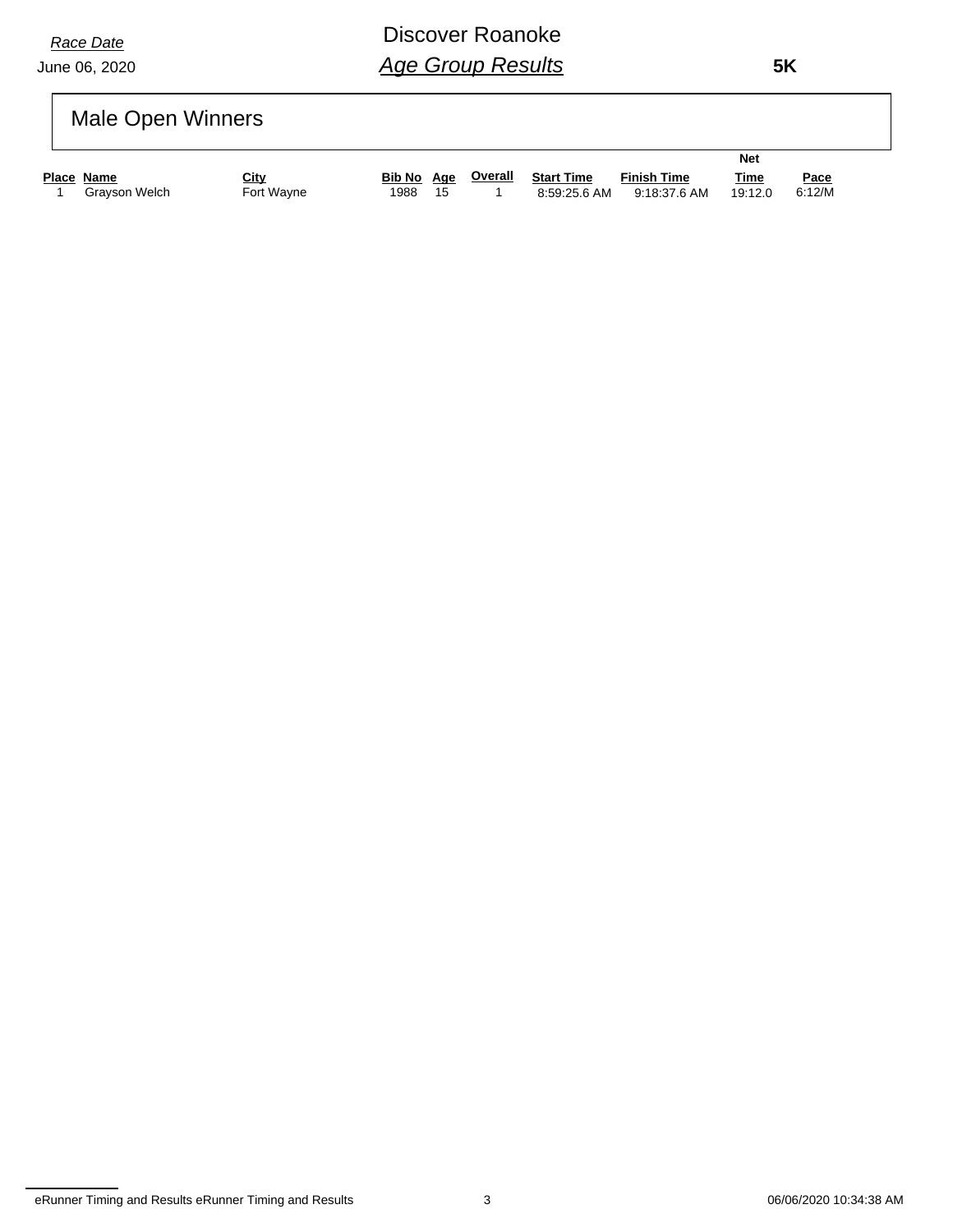*Race Date*

June 06, 2020

# Discover Roanoke

## *Age Group Results*

**5K**

## Male Open Winners

| Place | Name | City | Bib No | Age | Overall | Start Time | Finish Time | Net Time | Pace |
|---|---|---|---|---|---|---|---|---|---|
| 1 | Grayson Welch | Fort Wayne | 1988 | 15 | 1 | 8:59:25.6 AM | 9:18:37.6 AM | 19:12.0 | 6:12/M |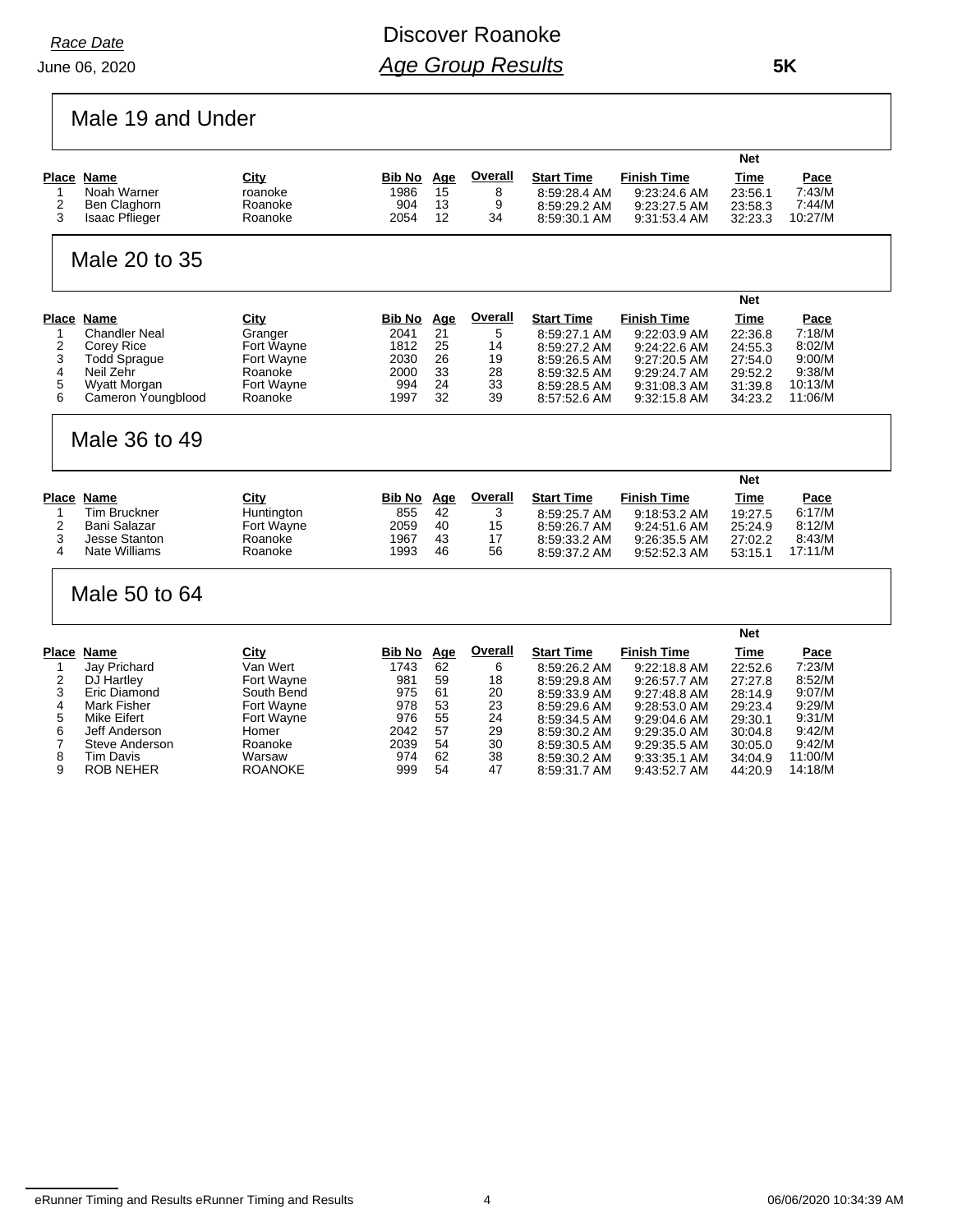*Race Date*
June 06, 2020

# Discover Roanoke
## *Age Group Results*

**5K**

### Male 19 and Under

| Place | Name | City | Bib No | Age | Overall | Start Time | Finish Time | Net Time | Pace |
|---|---|---|---|---|---|---|---|---|---|
| 1 | Noah Warner | roanoke | 1986 | 15 | 8 | 8:59:28.4 AM | 9:23:24.6 AM | 23:56.1 | 7:43/M |
| 2 | Ben Claghorn | Roanoke | 904 | 13 | 9 | 8:59:29.2 AM | 9:23:27.5 AM | 23:58.3 | 7:44/M |
| 3 | Isaac Pflieger | Roanoke | 2054 | 12 | 34 | 8:59:30.1 AM | 9:31:53.4 AM | 32:23.3 | 10:27/M |

### Male 20 to 35

| Place | Name | City | Bib No | Age | Overall | Start Time | Finish Time | Net Time | Pace |
|---|---|---|---|---|---|---|---|---|---|
| 1 | Chandler Neal | Granger | 2041 | 21 | 5 | 8:59:27.1 AM | 9:22:03.9 AM | 22:36.8 | 7:18/M |
| 2 | Corey Rice | Fort Wayne | 1812 | 25 | 14 | 8:59:27.2 AM | 9:24:22.6 AM | 24:55.3 | 8:02/M |
| 3 | Todd Sprague | Fort Wayne | 2030 | 26 | 19 | 8:59:26.5 AM | 9:27:20.5 AM | 27:54.0 | 9:00/M |
| 4 | Neil Zehr | Roanoke | 2000 | 33 | 28 | 8:59:32.5 AM | 9:29:24.7 AM | 29:52.2 | 9:38/M |
| 5 | Wyatt Morgan | Fort Wayne | 994 | 24 | 33 | 8:59:28.5 AM | 9:31:08.3 AM | 31:39.8 | 10:13/M |
| 6 | Cameron Youngblood | Roanoke | 1997 | 32 | 39 | 8:57:52.6 AM | 9:32:15.8 AM | 34:23.2 | 11:06/M |

### Male 36 to 49

| Place | Name | City | Bib No | Age | Overall | Start Time | Finish Time | Net Time | Pace |
|---|---|---|---|---|---|---|---|---|---|
| 1 | Tim Bruckner | Huntington | 855 | 42 | 3 | 8:59:25.7 AM | 9:18:53.2 AM | 19:27.5 | 6:17/M |
| 2 | Bani Salazar | Fort Wayne | 2059 | 40 | 15 | 8:59:26.7 AM | 9:24:51.6 AM | 25:24.9 | 8:12/M |
| 3 | Jesse Stanton | Roanoke | 1967 | 43 | 17 | 8:59:33.2 AM | 9:26:35.5 AM | 27:02.2 | 8:43/M |
| 4 | Nate Williams | Roanoke | 1993 | 46 | 56 | 8:59:37.2 AM | 9:52:52.3 AM | 53:15.1 | 17:11/M |

### Male 50 to 64

| Place | Name | City | Bib No | Age | Overall | Start Time | Finish Time | Net Time | Pace |
|---|---|---|---|---|---|---|---|---|---|
| 1 | Jay Prichard | Van Wert | 1743 | 62 | 6 | 8:59:26.2 AM | 9:22:18.8 AM | 22:52.6 | 7:23/M |
| 2 | DJ Hartley | Fort Wayne | 981 | 59 | 18 | 8:59:29.8 AM | 9:26:57.7 AM | 27:27.8 | 8:52/M |
| 3 | Eric Diamond | South Bend | 975 | 61 | 20 | 8:59:33.9 AM | 9:27:48.8 AM | 28:14.9 | 9:07/M |
| 4 | Mark Fisher | Fort Wayne | 978 | 53 | 23 | 8:59:29.6 AM | 9:28:53.0 AM | 29:23.4 | 9:29/M |
| 5 | Mike Eifert | Fort Wayne | 976 | 55 | 24 | 8:59:34.5 AM | 9:29:04.6 AM | 29:30.1 | 9:31/M |
| 6 | Jeff Anderson | Homer | 2042 | 57 | 29 | 8:59:30.2 AM | 9:29:35.0 AM | 30:04.8 | 9:42/M |
| 7 | Steve Anderson | Roanoke | 2039 | 54 | 30 | 8:59:30.5 AM | 9:29:35.5 AM | 30:05.0 | 9:42/M |
| 8 | Tim Davis | Warsaw | 974 | 62 | 38 | 8:59:30.2 AM | 9:33:35.1 AM | 34:04.9 | 11:00/M |
| 9 | ROB NEHER | ROANOKE | 999 | 54 | 47 | 8:59:31.7 AM | 9:43:52.7 AM | 44:20.9 | 14:18/M |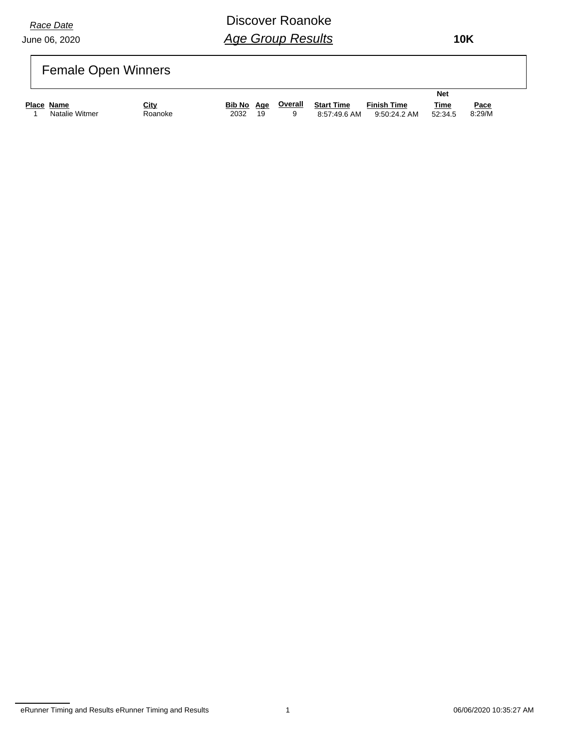*Race Date*
June 06, 2020

# Discover Roanoke

## *Age Group Results*

**10K**

### Female Open Winners

| Place | Name | City | Bib No | Age | Overall | Start Time | Finish Time | Net Time | Pace |
|---|---|---|---|---|---|---|---|---|---|
| 1 | Natalie Witmer | Roanoke | 2032 | 19 | 9 | 8:57:49.6 AM | 9:50:24.2 AM | 52:34.5 | 8:29/M |

eRunner Timing and Results eRunner Timing and Results 06/06/2020 10:35:27 AM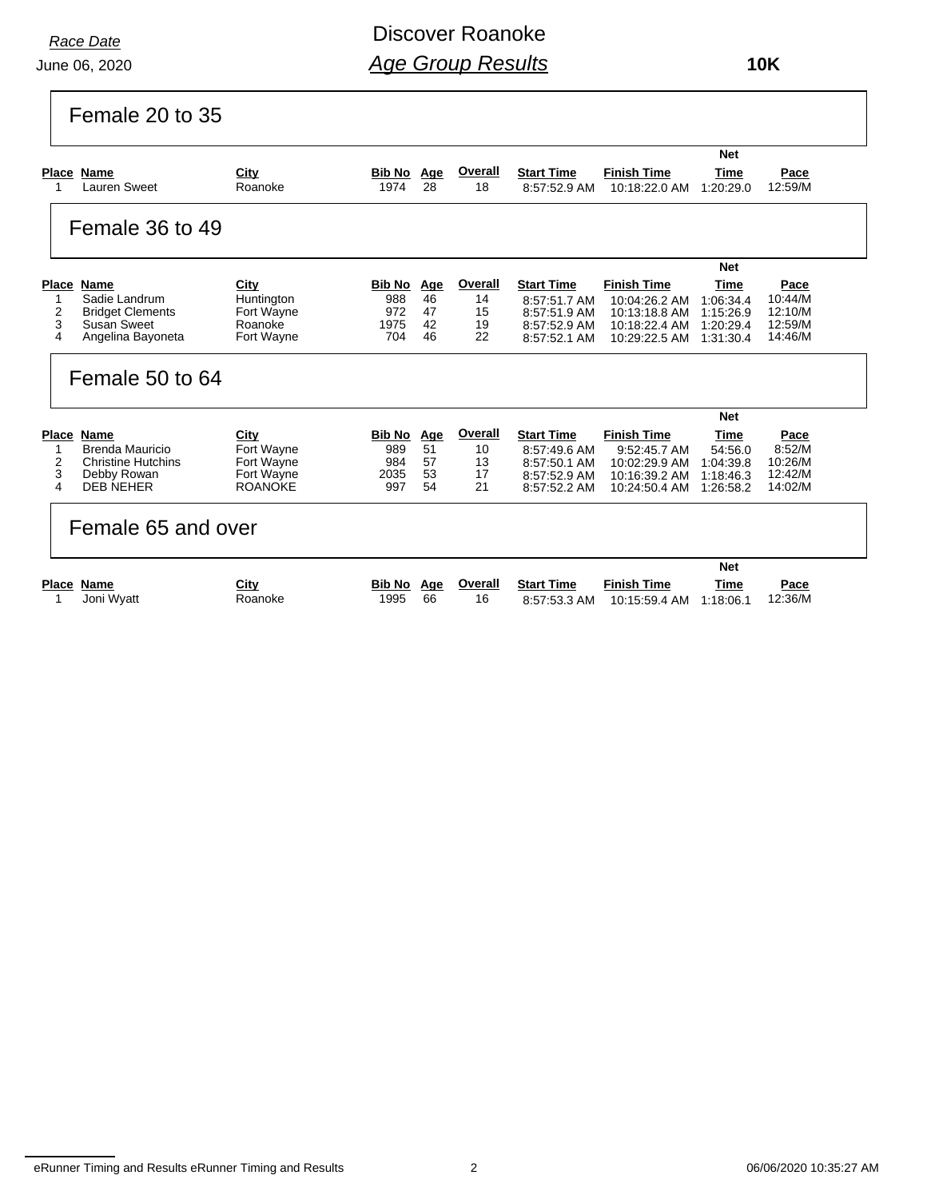*Race Date*

June 06, 2020

# Discover Roanoke

## *Age Group Results*

**10K**

### Female 20 to 35

| Place | Name | City | Bib No | Age | Overall | Start Time | Finish Time | Net Time | Pace |
|---|---|---|---|---|---|---|---|---|---|
| 1 | Lauren Sweet | Roanoke | 1974 | 28 | 18 | 8:57:52.9 AM | 10:18:22.0 AM | 1:20:29.0 | 12:59/M |

### Female 36 to 49

| Place | Name | City | Bib No | Age | Overall | Start Time | Finish Time | Net Time | Pace |
|---|---|---|---|---|---|---|---|---|---|
| 1 | Sadie Landrum | Huntington | 988 | 46 | 14 | 8:57:51.7 AM | 10:04:26.2 AM | 1:06:34.4 | 10:44/M |
| 2 | Bridget Clements | Fort Wayne | 972 | 47 | 15 | 8:57:51.9 AM | 10:13:18.8 AM | 1:15:26.9 | 12:10/M |
| 3 | Susan Sweet | Roanoke | 1975 | 42 | 19 | 8:57:52.9 AM | 10:18:22.4 AM | 1:20:29.4 | 12:59/M |
| 4 | Angelina Bayoneta | Fort Wayne | 704 | 46 | 22 | 8:57:52.1 AM | 10:29:22.5 AM | 1:31:30.4 | 14:46/M |

### Female 50 to 64

| Place | Name | City | Bib No | Age | Overall | Start Time | Finish Time | Net Time | Pace |
|---|---|---|---|---|---|---|---|---|---|
| 1 | Brenda Mauricio | Fort Wayne | 989 | 51 | 10 | 8:57:49.6 AM | 9:52:45.7 AM | 54:56.0 | 8:52/M |
| 2 | Christine Hutchins | Fort Wayne | 984 | 57 | 13 | 8:57:50.1 AM | 10:02:29.9 AM | 1:04:39.8 | 10:26/M |
| 3 | Debby Rowan | Fort Wayne | 2035 | 53 | 17 | 8:57:52.9 AM | 10:16:39.2 AM | 1:18:46.3 | 12:42/M |
| 4 | DEB NEHER | ROANOKE | 997 | 54 | 21 | 8:57:52.2 AM | 10:24:50.4 AM | 1:26:58.2 | 14:02/M |

### Female 65 and over

| Place | Name | City | Bib No | Age | Overall | Start Time | Finish Time | Net Time | Pace |
|---|---|---|---|---|---|---|---|---|---|
| 1 | Joni Wyatt | Roanoke | 1995 | 66 | 16 | 8:57:53.3 AM | 10:15:59.4 AM | 1:18:06.1 | 12:36/M |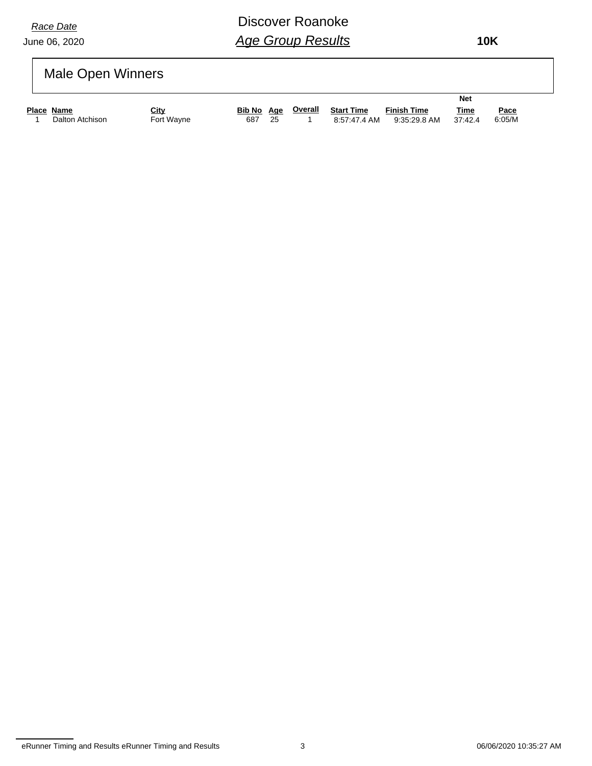*Race Date*
June 06, 2020

# Discover Roanoke
## *Age Group Results*

**10K**

## Male Open Winners

| Place | Name | City | Bib No | Age | Overall | Start Time | Finish Time | Net Time | Pace |
|---|---|---|---|---|---|---|---|---|---|
| 1 | Dalton Atchison | Fort Wayne | 687 | 25 | 1 | 8:57:47.4 AM | 9:35:29.8 AM | 37:42.4 | 6:05/M |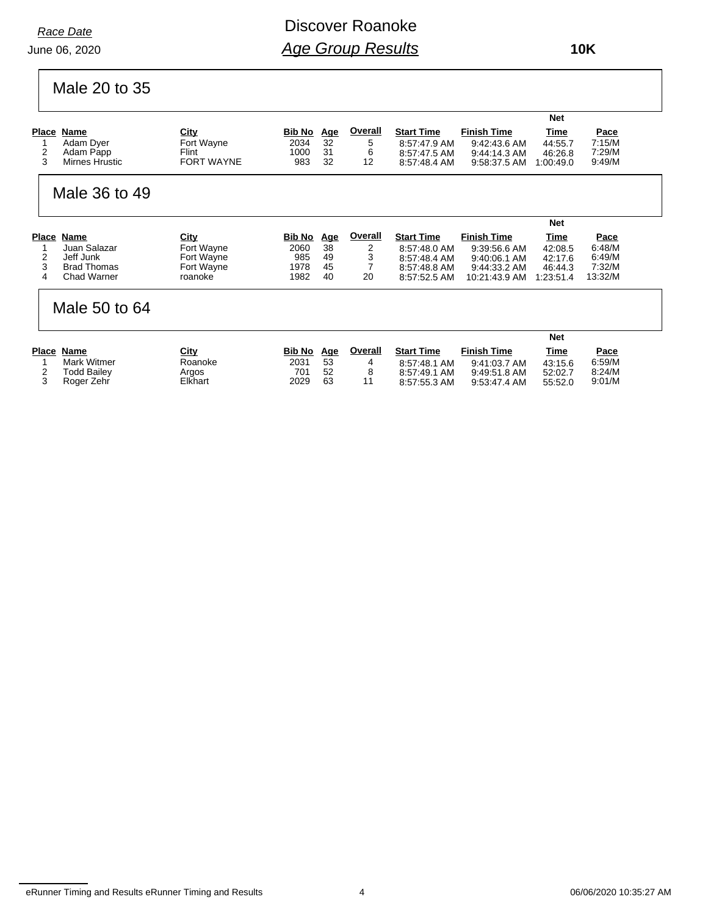*Race Date*
June 06, 2020

# Discover Roanoke
## *Age Group Results*

**10K**

## Male 20 to 35

| Place | Name | City | Bib No | Age | Overall | Start Time | Finish Time | Net Time | Pace |
|---|---|---|---|---|---|---|---|---|---|
| 1 | Adam Dyer | Fort Wayne | 2034 | 32 | 5 | 8:57:47.9 AM | 9:42:43.6 AM | 44:55.7 | 7:15/M |
| 2 | Adam Papp | Flint | 1000 | 31 | 6 | 8:57:47.5 AM | 9:44:14.3 AM | 46:26.8 | 7:29/M |
| 3 | Mirnes Hrustic | FORT WAYNE | 983 | 32 | 12 | 8:57:48.4 AM | 9:58:37.5 AM | 1:00:49.0 | 9:49/M |

## Male 36 to 49

| Place | Name | City | Bib No | Age | Overall | Start Time | Finish Time | Net Time | Pace |
|---|---|---|---|---|---|---|---|---|---|
| 1 | Juan Salazar | Fort Wayne | 2060 | 38 | 2 | 8:57:48.0 AM | 9:39:56.6 AM | 42:08.5 | 6:48/M |
| 2 | Jeff Junk | Fort Wayne | 985 | 49 | 3 | 8:57:48.4 AM | 9:40:06.1 AM | 42:17.6 | 6:49/M |
| 3 | Brad Thomas | Fort Wayne | 1978 | 45 | 7 | 8:57:48.8 AM | 9:44:33.2 AM | 46:44.3 | 7:32/M |
| 4 | Chad Warner | roanoke | 1982 | 40 | 20 | 8:57:52.5 AM | 10:21:43.9 AM | 1:23:51.4 | 13:32/M |

## Male 50 to 64

| Place | Name | City | Bib No | Age | Overall | Start Time | Finish Time | Net Time | Pace |
|---|---|---|---|---|---|---|---|---|---|
| 1 | Mark Witmer | Roanoke | 2031 | 53 | 4 | 8:57:48.1 AM | 9:41:03.7 AM | 43:15.6 | 6:59/M |
| 2 | Todd Bailey | Argos | 701 | 52 | 8 | 8:57:49.1 AM | 9:49:51.8 AM | 52:02.7 | 8:24/M |
| 3 | Roger Zehr | Elkhart | 2029 | 63 | 11 | 8:57:55.3 AM | 9:53:47.4 AM | 55:52.0 | 9:01/M |